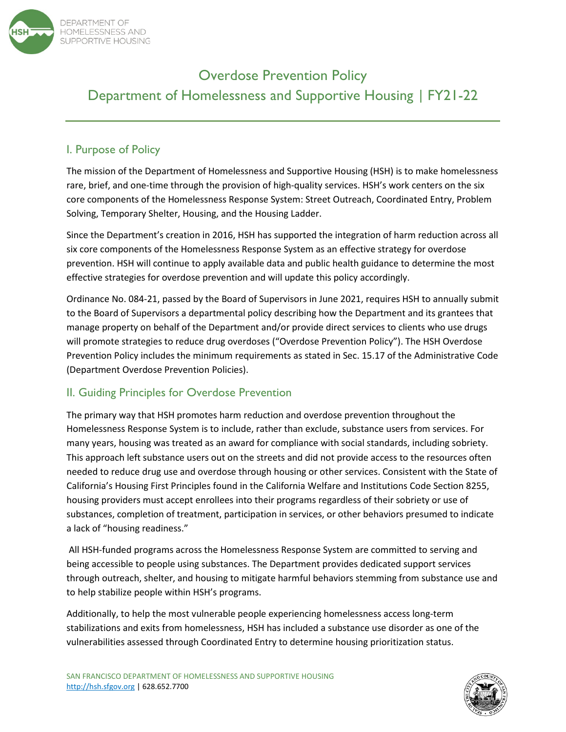# Overdose Prevention Policy

## Department of Homelessness and Supportive Housing | FY21-22

### I. Purpose of Policy

The mission of the Department of Homelessness and Supportive Housing (HSH) is to make homelessness rare, brief, and one-time through the provision of high-quality services. HSH's work centers on the six core components of the Homelessness Response System: Street Outreach, Coordinated Entry, Problem Solving, Temporary Shelter, Housing, and the Housing Ladder.

Since the Department's creation in 2016, HSH has supported the integration of harm reduction across all six core components of the Homelessness Response System as an effective strategy for overdose prevention. HSH will continue to apply available data and public health guidance to determine the most effective strategies for overdose prevention and will update this policy accordingly.

Ordinance No. 084-21, passed by the Board of Supervisors in June 2021, requires HSH to annually submit to the Board of Supervisors a departmental policy describing how the Department and its grantees that manage property on behalf of the Department and/or provide direct services to clients who use drugs will promote strategies to reduce drug overdoses ("Overdose Prevention Policy"). The HSH Overdose Prevention Policy includes the minimum requirements as stated in Sec. 15.17 of the Administrative Code (Department Overdose Prevention Policies).

### II. Guiding Principles for Overdose Prevention

The primary way that HSH promotes harm reduction and overdose prevention throughout the Homelessness Response System is to include, rather than exclude, substance users from services. For many years, housing was treated as an award for compliance with social standards, including sobriety. This approach left substance users out on the streets and did not provide access to the resources often needed to reduce drug use and overdose through housing or other services. Consistent with the State of California's Housing First Principles found in the California Welfare and Institutions Code Section 8255, housing providers must accept enrollees into their programs regardless of their sobriety or use of substances, completion of treatment, participation in services, or other behaviors presumed to indicate a lack of "housing readiness."

All HSH-funded programs across the Homelessness Response System are committed to serving and being accessible to people using substances. The Department provides dedicated support services through outreach, shelter, and housing to mitigate harmful behaviors stemming from substance use and to help stabilize people within HSH's programs.

Additionally, to help the most vulnerable people experiencing homelessness access long-term stabilizations and exits from homelessness, HSH has included a substance use disorder as one of the vulnerabilities assessed through Coordinated Entry to determine housing prioritization status.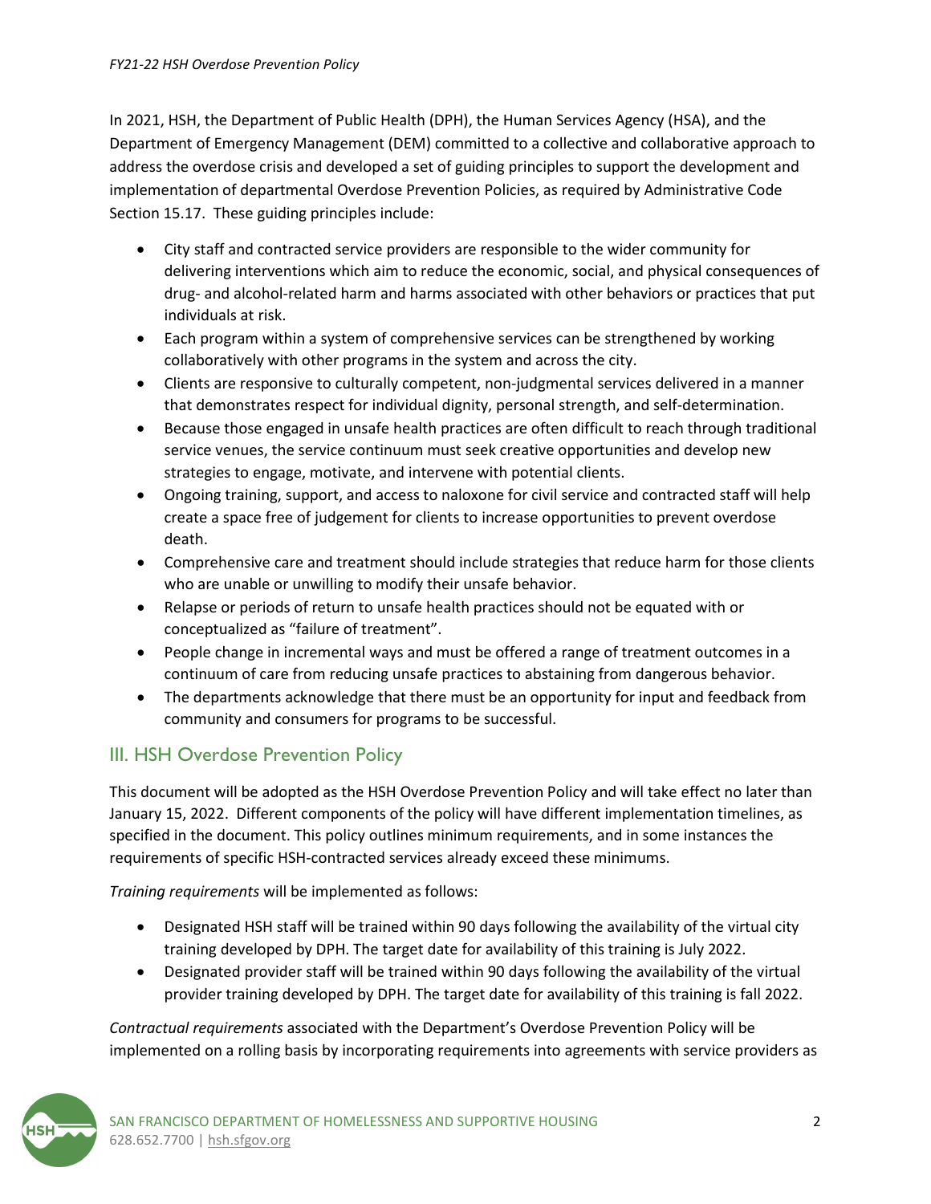In 2021, HSH, the Department of Public Health (DPH), the Human Services Agency (HSA), and the Department of Emergency Management (DEM) committed to a collective and collaborative approach to address the overdose crisis and developed a set of guiding principles to support the development and implementation of departmental Overdose Prevention Policies, as required by Administrative Code Section 15.17. These guiding principles include:

- City staff and contracted service providers are responsible to the wider community for delivering interventions which aim to reduce the economic, social, and physical consequences of drug- and alcohol-related harm and harms associated with other behaviors or practices that put individuals at risk.
- Each program within a system of comprehensive services can be strengthened by working collaboratively with other programs in the system and across the city.
- Clients are responsive to culturally competent, non-judgmental services delivered in a manner that demonstrates respect for individual dignity, personal strength, and self-determination.
- Because those engaged in unsafe health practices are often difficult to reach through traditional service venues, the service continuum must seek creative opportunities and develop new strategies to engage, motivate, and intervene with potential clients.
- Ongoing training, support, and access to naloxone for civil service and contracted staff will help create a space free of judgement for clients to increase opportunities to prevent overdose death.
- Comprehensive care and treatment should include strategies that reduce harm for those clients who are unable or unwilling to modify their unsafe behavior.
- Relapse or periods of return to unsafe health practices should not be equated with or conceptualized as "failure of treatment".
- People change in incremental ways and must be offered a range of treatment outcomes in a continuum of care from reducing unsafe practices to abstaining from dangerous behavior.
- The departments acknowledge that there must be an opportunity for input and feedback from community and consumers for programs to be successful.

## III. HSH Overdose Prevention Policy

This document will be adopted as the HSH Overdose Prevention Policy and will take effect no later than January 15, 2022. Different components of the policy will have different implementation timelines, as specified in the document. This policy outlines minimum requirements, and in some instances the requirements of specific HSH-contracted services already exceed these minimums.

*Training requirements* will be implemented as follows:

- Designated HSH staff will be trained within 90 days following the availability of the virtual city training developed by DPH. The target date for availability of this training is July 2022.
- Designated provider staff will be trained within 90 days following the availability of the virtual provider training developed by DPH. The target date for availability of this training is fall 2022.

*Contractual requirements* associated with the Department's Overdose Prevention Policy will be implemented on a rolling basis by incorporating requirements into agreements with service providers as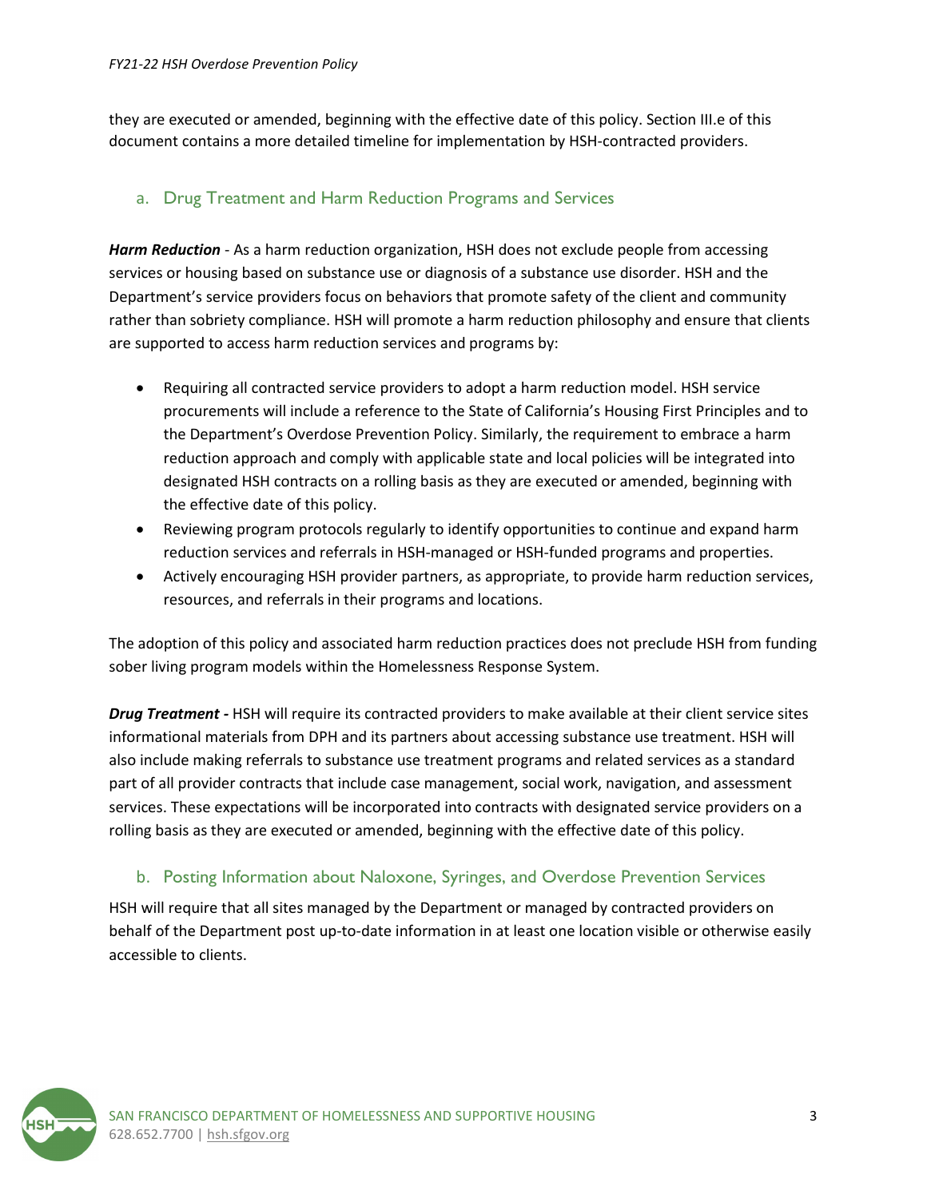they are executed or amended, beginning with the effective date of this policy. Section III.e of this document contains a more detailed timeline for implementation by HSH-contracted providers.

## a. Drug Treatment and Harm Reduction Programs and Services

***Harm Reduction*** - As a harm reduction organization, HSH does not exclude people from accessing services or housing based on substance use or diagnosis of a substance use disorder. HSH and the Department's service providers focus on behaviors that promote safety of the client and community rather than sobriety compliance. HSH will promote a harm reduction philosophy and ensure that clients are supported to access harm reduction services and programs by:

- Requiring all contracted service providers to adopt a harm reduction model. HSH service procurements will include a reference to the State of California's Housing First Principles and to the Department's Overdose Prevention Policy. Similarly, the requirement to embrace a harm reduction approach and comply with applicable state and local policies will be integrated into designated HSH contracts on a rolling basis as they are executed or amended, beginning with the effective date of this policy.
- Reviewing program protocols regularly to identify opportunities to continue and expand harm reduction services and referrals in HSH-managed or HSH-funded programs and properties.
- Actively encouraging HSH provider partners, as appropriate, to provide harm reduction services, resources, and referrals in their programs and locations.

The adoption of this policy and associated harm reduction practices does not preclude HSH from funding sober living program models within the Homelessness Response System.

***Drug Treatment -*** HSH will require its contracted providers to make available at their client service sites informational materials from DPH and its partners about accessing substance use treatment. HSH will also include making referrals to substance use treatment programs and related services as a standard part of all provider contracts that include case management, social work, navigation, and assessment services. These expectations will be incorporated into contracts with designated service providers on a rolling basis as they are executed or amended, beginning with the effective date of this policy.

## b. Posting Information about Naloxone, Syringes, and Overdose Prevention Services

HSH will require that all sites managed by the Department or managed by contracted providers on behalf of the Department post up-to-date information in at least one location visible or otherwise easily accessible to clients.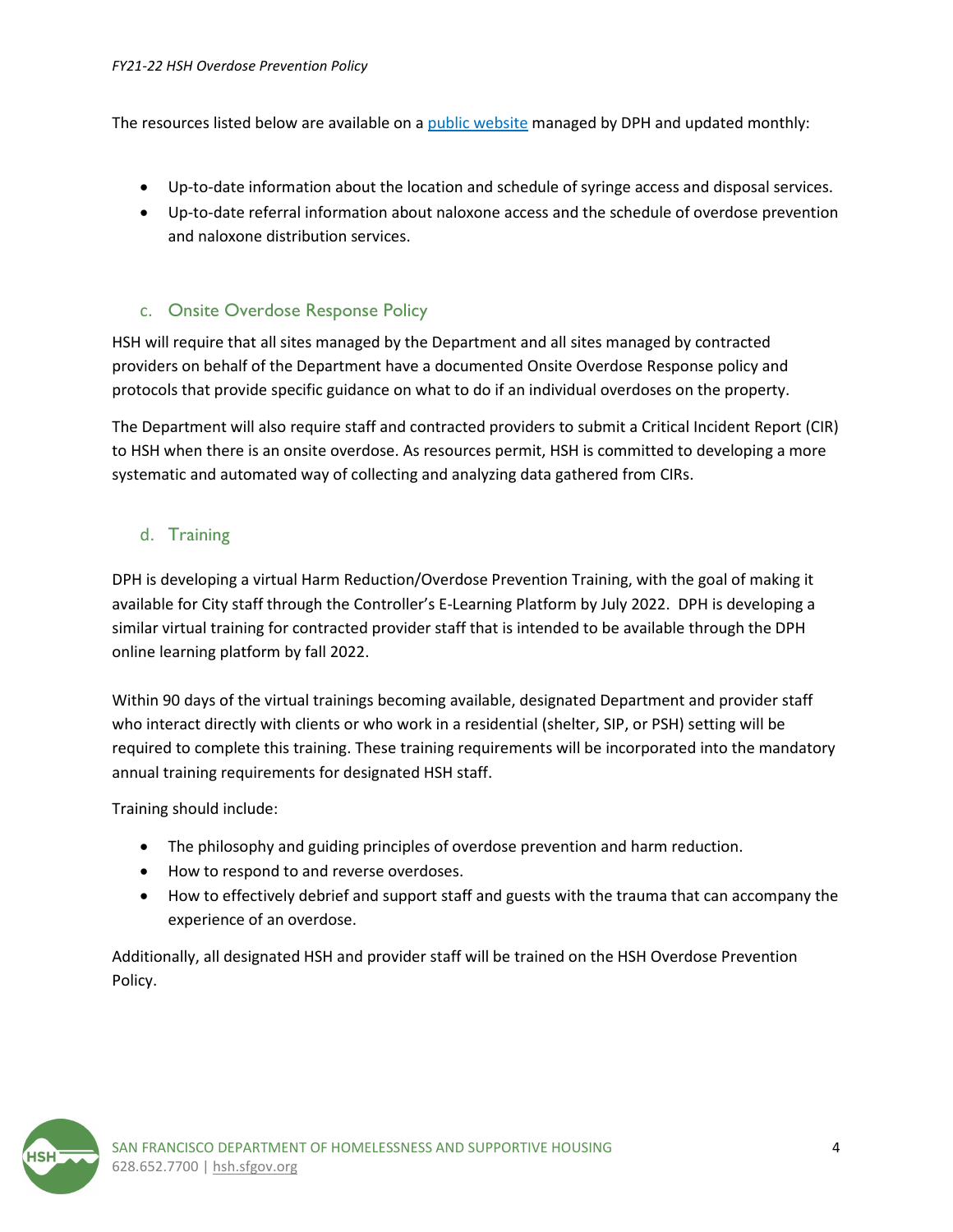The resources listed below are available on a [public website](#) managed by DPH and updated monthly:

- Up-to-date information about the location and schedule of syringe access and disposal services.
- Up-to-date referral information about naloxone access and the schedule of overdose prevention and naloxone distribution services.

### c. Onsite Overdose Response Policy

HSH will require that all sites managed by the Department and all sites managed by contracted providers on behalf of the Department have a documented Onsite Overdose Response policy and protocols that provide specific guidance on what to do if an individual overdoses on the property.

The Department will also require staff and contracted providers to submit a Critical Incident Report (CIR) to HSH when there is an onsite overdose. As resources permit, HSH is committed to developing a more systematic and automated way of collecting and analyzing data gathered from CIRs.

### d. Training

DPH is developing a virtual Harm Reduction/Overdose Prevention Training, with the goal of making it available for City staff through the Controller's E-Learning Platform by July 2022. DPH is developing a similar virtual training for contracted provider staff that is intended to be available through the DPH online learning platform by fall 2022.

Within 90 days of the virtual trainings becoming available, designated Department and provider staff who interact directly with clients or who work in a residential (shelter, SIP, or PSH) setting will be required to complete this training. These training requirements will be incorporated into the mandatory annual training requirements for designated HSH staff.

Training should include:

- The philosophy and guiding principles of overdose prevention and harm reduction.
- How to respond to and reverse overdoses.
- How to effectively debrief and support staff and guests with the trauma that can accompany the experience of an overdose.

Additionally, all designated HSH and provider staff will be trained on the HSH Overdose Prevention Policy.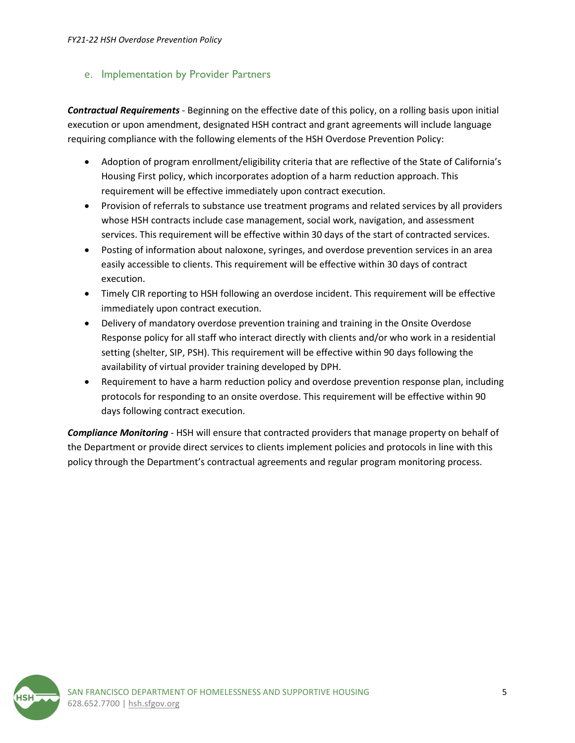### e. Implementation by Provider Partners

***Contractual Requirements*** - Beginning on the effective date of this policy, on a rolling basis upon initial execution or upon amendment, designated HSH contract and grant agreements will include language requiring compliance with the following elements of the HSH Overdose Prevention Policy:

- Adoption of program enrollment/eligibility criteria that are reflective of the State of California's Housing First policy, which incorporates adoption of a harm reduction approach. This requirement will be effective immediately upon contract execution.
- Provision of referrals to substance use treatment programs and related services by all providers whose HSH contracts include case management, social work, navigation, and assessment services. This requirement will be effective within 30 days of the start of contracted services.
- Posting of information about naloxone, syringes, and overdose prevention services in an area easily accessible to clients. This requirement will be effective within 30 days of contract execution.
- Timely CIR reporting to HSH following an overdose incident. This requirement will be effective immediately upon contract execution.
- Delivery of mandatory overdose prevention training and training in the Onsite Overdose Response policy for all staff who interact directly with clients and/or who work in a residential setting (shelter, SIP, PSH). This requirement will be effective within 90 days following the availability of virtual provider training developed by DPH.
- Requirement to have a harm reduction policy and overdose prevention response plan, including protocols for responding to an onsite overdose. This requirement will be effective within 90 days following contract execution.

***Compliance Monitoring*** - HSH will ensure that contracted providers that manage property on behalf of the Department or provide direct services to clients implement policies and protocols in line with this policy through the Department's contractual agreements and regular program monitoring process.